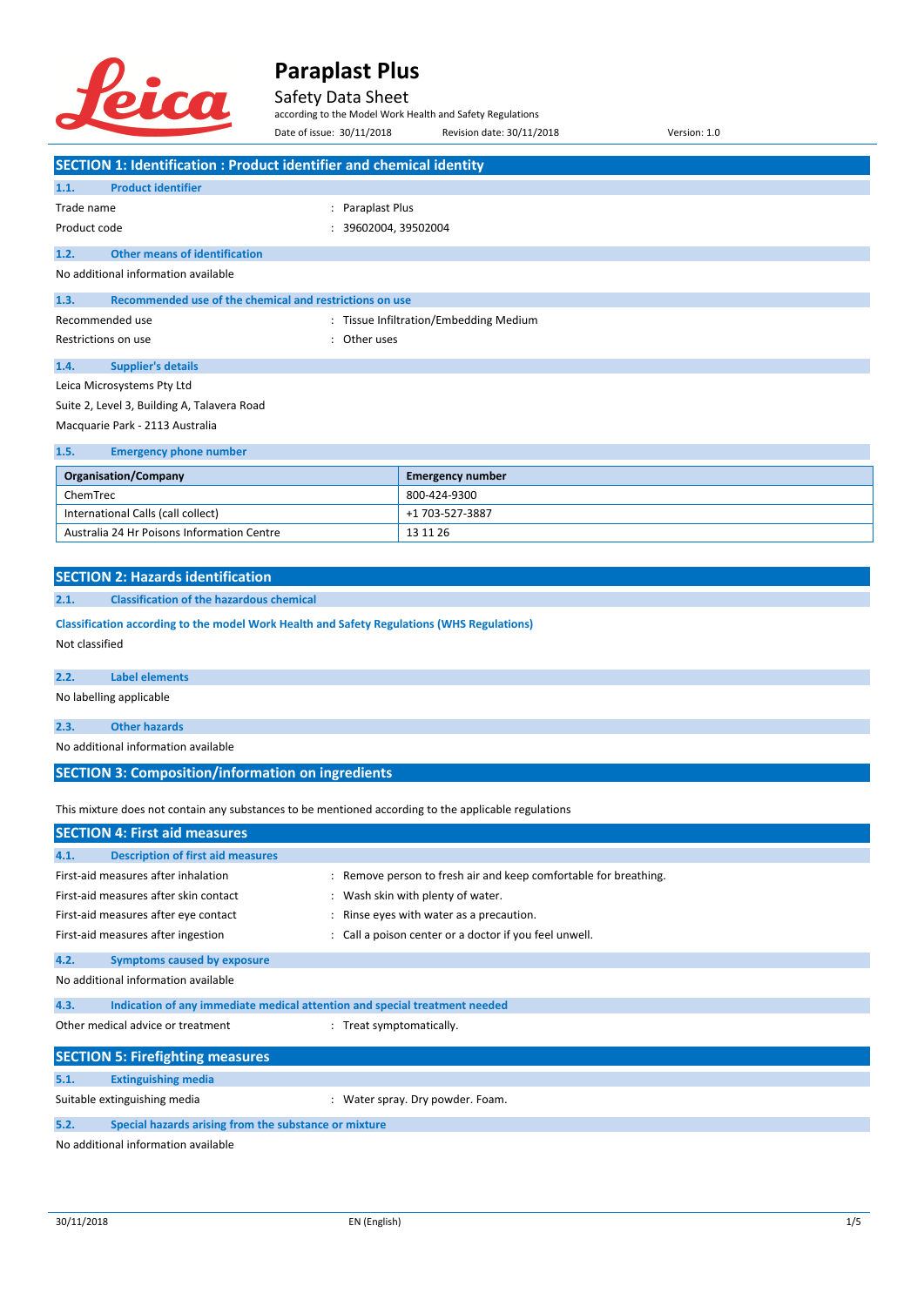# Paraplast Plus

Safety Data Sheet

according to the Model Work Health and Safety Regulations

Date of issue: 30/11/2018 Revision date: 30/11/2018 Version: 1.0

## SECTION 1: Identification : Product identifier and chemical identity

### 1.1. Product identifier

Trade name : Paraplast Plus

Product code : 39602004, 39502004

### 1.2. Other means of identification

No additional information available

### 1.3. Recommended use of the chemical and restrictions on use

Recommended use : Tissue Infiltration/Embedding Medium

Restrictions on use : Other uses

### 1.4. Supplier's details

Leica Microsystems Pty Ltd

Suite 2, Level 3, Building A, Talavera Road

Macquarie Park - 2113 Australia

### 1.5. Emergency phone number

| Organisation/Company | Emergency number |
|---|---|
| ChemTrec | 800-424-9300 |
| International Calls (call collect) | +1 703-527-3887 |
| Australia 24 Hr Poisons Information Centre | 13 11 26 |

## SECTION 2: Hazards identification

### 2.1. Classification of the hazardous chemical

**Classification according to the model Work Health and Safety Regulations (WHS Regulations)**

Not classified

### 2.2. Label elements

No labelling applicable

### 2.3. Other hazards

No additional information available

## SECTION 3: Composition/information on ingredients

This mixture does not contain any substances to be mentioned according to the applicable regulations

## SECTION 4: First aid measures

### 4.1. Description of first aid measures

First-aid measures after inhalation : Remove person to fresh air and keep comfortable for breathing.

First-aid measures after skin contact : Wash skin with plenty of water.

First-aid measures after eye contact : Rinse eyes with water as a precaution.

First-aid measures after ingestion : Call a poison center or a doctor if you feel unwell.

### 4.2. Symptoms caused by exposure

No additional information available

### 4.3. Indication of any immediate medical attention and special treatment needed

Other medical advice or treatment : Treat symptomatically.

## SECTION 5: Firefighting measures

### 5.1. Extinguishing media

Suitable extinguishing media : Water spray. Dry powder. Foam.

### 5.2. Special hazards arising from the substance or mixture

No additional information available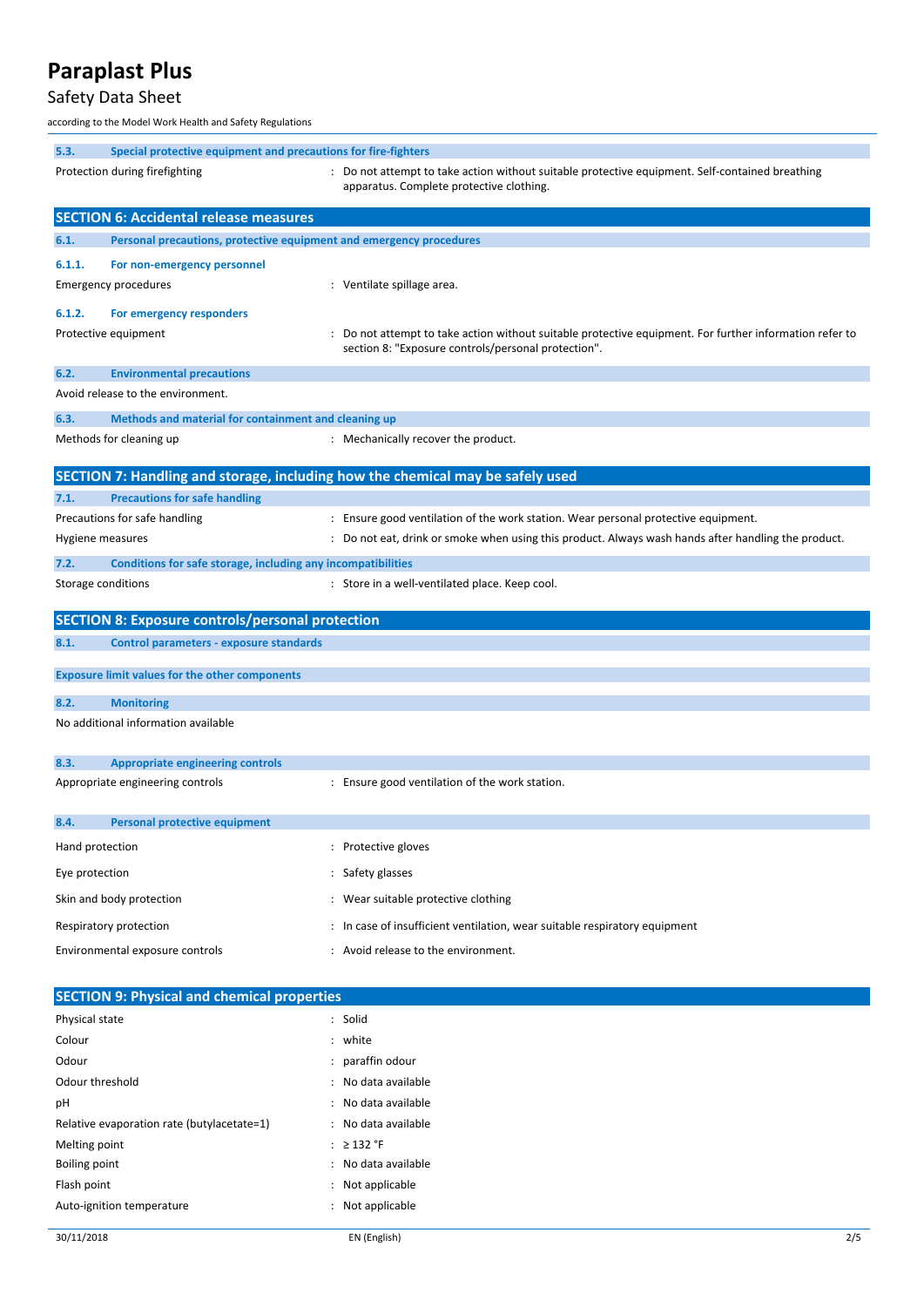### 5.3. Special protective equipment and precautions for fire-fighters

Protection during firefighting : Do not attempt to take action without suitable protective equipment. Self-contained breathing apparatus. Complete protective clothing.

## SECTION 6: Accidental release measures

### 6.1. Personal precautions, protective equipment and emergency procedures

#### 6.1.1. For non-emergency personnel

Emergency procedures : Ventilate spillage area.

#### 6.1.2. For emergency responders

Protective equipment : Do not attempt to take action without suitable protective equipment. For further information refer to section 8: "Exposure controls/personal protection".

### 6.2. Environmental precautions

Avoid release to the environment.

### 6.3. Methods and material for containment and cleaning up

Methods for cleaning up : Mechanically recover the product.

## SECTION 7: Handling and storage, including how the chemical may be safely used

### 7.1. Precautions for safe handling

Precautions for safe handling : Ensure good ventilation of the work station. Wear personal protective equipment.

Hygiene measures : Do not eat, drink or smoke when using this product. Always wash hands after handling the product.

### 7.2. Conditions for safe storage, including any incompatibilities

Storage conditions : Store in a well-ventilated place. Keep cool.

## SECTION 8: Exposure controls/personal protection

### 8.1. Control parameters - exposure standards

**Exposure limit values for the other components**

### 8.2. Monitoring

No additional information available

### 8.3. Appropriate engineering controls

Appropriate engineering controls : Ensure good ventilation of the work station.

### 8.4. Personal protective equipment

Hand protection : Protective gloves

Eye protection : Safety glasses

Skin and body protection : Wear suitable protective clothing

Respiratory protection : In case of insufficient ventilation, wear suitable respiratory equipment

Environmental exposure controls : Avoid release to the environment.

## SECTION 9: Physical and chemical properties

| | |
|---|---|
| Physical state | : Solid |
| Colour | : white |
| Odour | : paraffin odour |
| Odour threshold | : No data available |
| pH | : No data available |
| Relative evaporation rate (butylacetate=1) | : No data available |
| Melting point | : ≥ 132 °F |
| Boiling point | : No data available |
| Flash point | : Not applicable |
| Auto-ignition temperature | : Not applicable |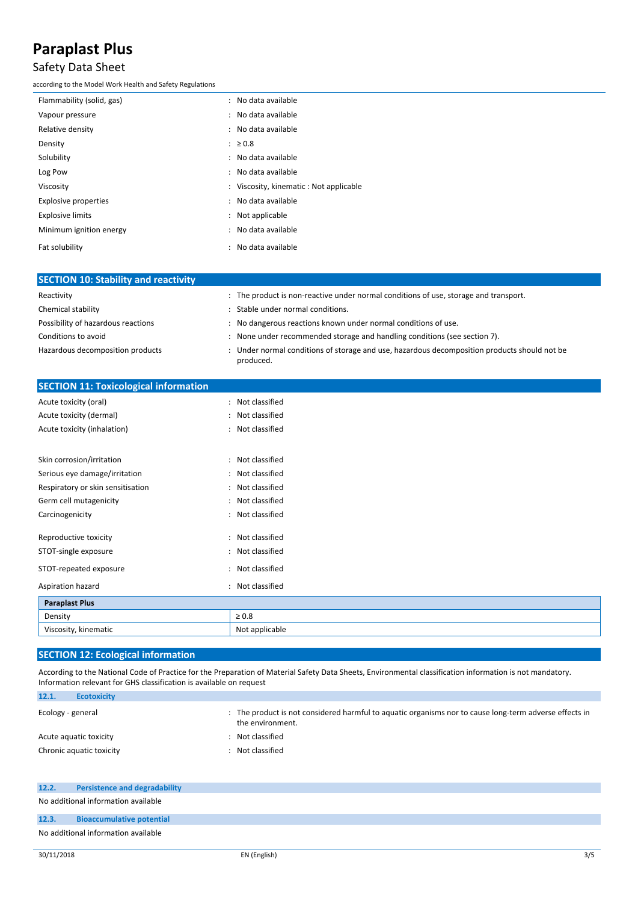| | |
|---|---|
| Flammability (solid, gas) | : No data available |
| Vapour pressure | : No data available |
| Relative density | : No data available |
| Density | : ≥ 0.8 |
| Solubility | : No data available |
| Log Pow | : No data available |
| Viscosity | : Viscosity, kinematic : Not applicable |
| Explosive properties | : No data available |
| Explosive limits | : Not applicable |
| Minimum ignition energy | : No data available |
| Fat solubility | : No data available |

## SECTION 10: Stability and reactivity

| | |
|---|---|
| Reactivity | : The product is non-reactive under normal conditions of use, storage and transport. |
| Chemical stability | : Stable under normal conditions. |
| Possibility of hazardous reactions | : No dangerous reactions known under normal conditions of use. |
| Conditions to avoid | : None under recommended storage and handling conditions (see section 7). |
| Hazardous decomposition products | : Under normal conditions of storage and use, hazardous decomposition products should not be produced. |

## SECTION 11: Toxicological information

| | |
|---|---|
| Acute toxicity (oral) | : Not classified |
| Acute toxicity (dermal) | : Not classified |
| Acute toxicity (inhalation) | : Not classified |
| Skin corrosion/irritation | : Not classified |
| Serious eye damage/irritation | : Not classified |
| Respiratory or skin sensitisation | : Not classified |
| Germ cell mutagenicity | : Not classified |
| Carcinogenicity | : Not classified |
| Reproductive toxicity | : Not classified |
| STOT-single exposure | : Not classified |
| STOT-repeated exposure | : Not classified |
| Aspiration hazard | : Not classified |

| **Paraplast Plus** | |
|---|---|
| Density | ≥ 0.8 |
| Viscosity, kinematic | Not applicable |

## SECTION 12: Ecological information

According to the National Code of Practice for the Preparation of Material Safety Data Sheets, Environmental classification information is not mandatory. Information relevant for GHS classification is available on request

### 12.1. Ecotoxicity

| | |
|---|---|
| Ecology - general | : The product is not considered harmful to aquatic organisms nor to cause long-term adverse effects in the environment. |
| Acute aquatic toxicity | : Not classified |
| Chronic aquatic toxicity | : Not classified |

### 12.2. Persistence and degradability

No additional information available

### 12.3. Bioaccumulative potential

No additional information available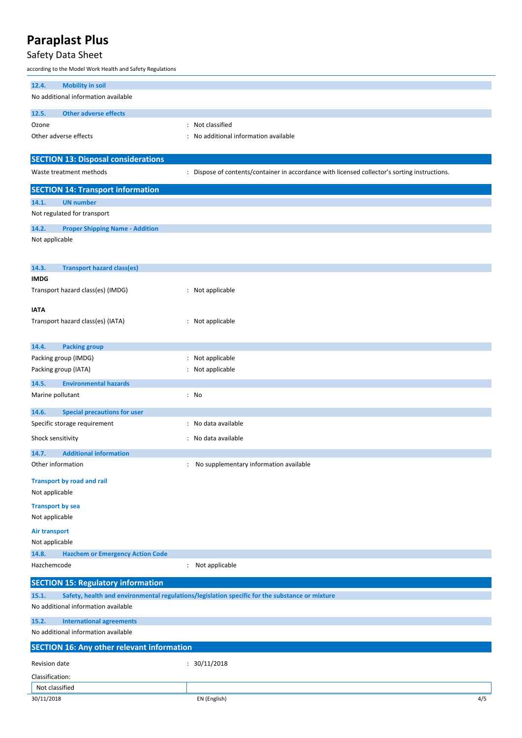### 12.4. Mobility in soil

No additional information available

### 12.5. Other adverse effects

Ozone : Not classified

Other adverse effects : No additional information available

## SECTION 13: Disposal considerations

Waste treatment methods : Dispose of contents/container in accordance with licensed collector's sorting instructions.

## SECTION 14: Transport information

### 14.1. UN number

Not regulated for transport

### 14.2. Proper Shipping Name - Addition

Not applicable

### 14.3. Transport hazard class(es)

**IMDG**

Transport hazard class(es) (IMDG) : Not applicable

**IATA**

Transport hazard class(es) (IATA) : Not applicable

### 14.4. Packing group

Packing group (IMDG) : Not applicable

Packing group (IATA) : Not applicable

### 14.5. Environmental hazards

Marine pollutant : No

### 14.6. Special precautions for user

Specific storage requirement : No data available

Shock sensitivity : No data available

### 14.7. Additional information

Other information : No supplementary information available

**Transport by road and rail**

Not applicable

**Transport by sea**

Not applicable

**Air transport**

Not applicable

### 14.8. Hazchem or Emergency Action Code

Hazchemcode : Not applicable

## SECTION 15: Regulatory information

### 15.1. Safety, health and environmental regulations/legislation specific for the substance or mixture

No additional information available

### 15.2. International agreements

No additional information available

## SECTION 16: Any other relevant information

Revision date : 30/11/2018

Classification:

| Not classified | |
|---|---|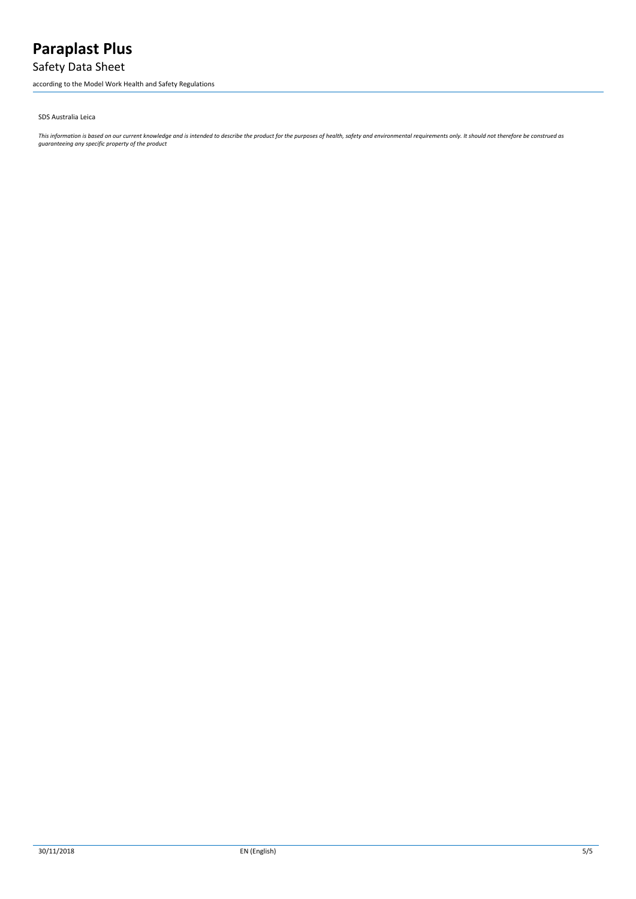SDS Australia Leica

*This information is based on our current knowledge and is intended to describe the product for the purposes of health, safety and environmental requirements only. It should not therefore be construed as guaranteeing any specific property of the product*